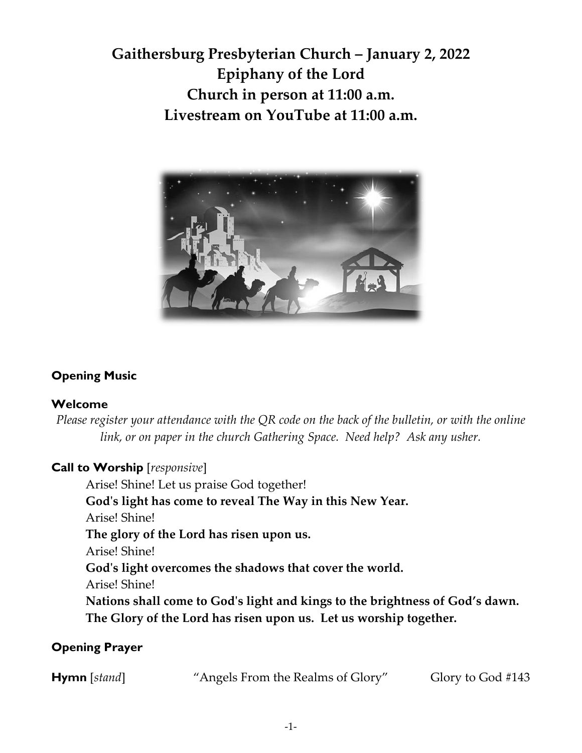# Gaithersburg Presbyterian Church – January 2, 2022
# Epiphany of the Lord
# Church in person at 11:00 a.m.
# Livestream on YouTube at 11:00 a.m.

**Opening Music**

**Welcome**

*Please register your attendance with the QR code on the back of the bulletin, or with the online link, or on paper in the church Gathering Space. Need help? Ask any usher.*

**Call to Worship** [*responsive*]

Arise! Shine! Let us praise God together!
**God's light has come to reveal The Way in this New Year.**
Arise! Shine!
**The glory of the Lord has risen upon us.**
Arise! Shine!
**God's light overcomes the shadows that cover the world.**
Arise! Shine!
**Nations shall come to God's light and kings to the brightness of God's dawn.**
**The Glory of the Lord has risen upon us. Let us worship together.**

**Opening Prayer**

**Hymn** [*stand*] "Angels From the Realms of Glory" Glory to God #143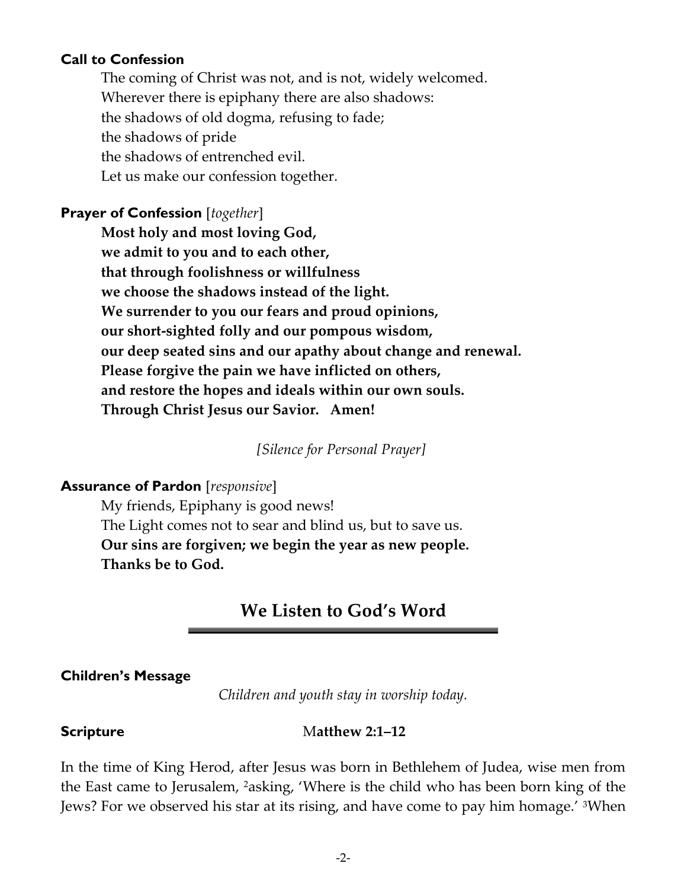**Call to Confession**

The coming of Christ was not, and is not, widely welcomed.
Wherever there is epiphany there are also shadows:
the shadows of old dogma, refusing to fade;
the shadows of pride
the shadows of entrenched evil.
Let us make our confession together.

**Prayer of Confession** [*together*]

**Most holy and most loving God,**
**we admit to you and to each other,**
**that through foolishness or willfulness**
**we choose the shadows instead of the light.**
**We surrender to you our fears and proud opinions,**
**our short-sighted folly and our pompous wisdom,**
**our deep seated sins and our apathy about change and renewal.**
**Please forgive the pain we have inflicted on others,**
**and restore the hopes and ideals within our own souls.**
**Through Christ Jesus our Savior. Amen!**

*[Silence for Personal Prayer]*

**Assurance of Pardon** [*responsive*]

My friends, Epiphany is good news!
The Light comes not to sear and blind us, but to save us.
**Our sins are forgiven; we begin the year as new people.**
**Thanks be to God.**

## We Listen to God's Word

**Children's Message**

*Children and youth stay in worship today.*

**Scripture** **Matthew 2:1–12**

In the time of King Herod, after Jesus was born in Bethlehem of Judea, wise men from the East came to Jerusalem, [2]asking, 'Where is the child who has been born king of the Jews? For we observed his star at its rising, and have come to pay him homage.' [3]When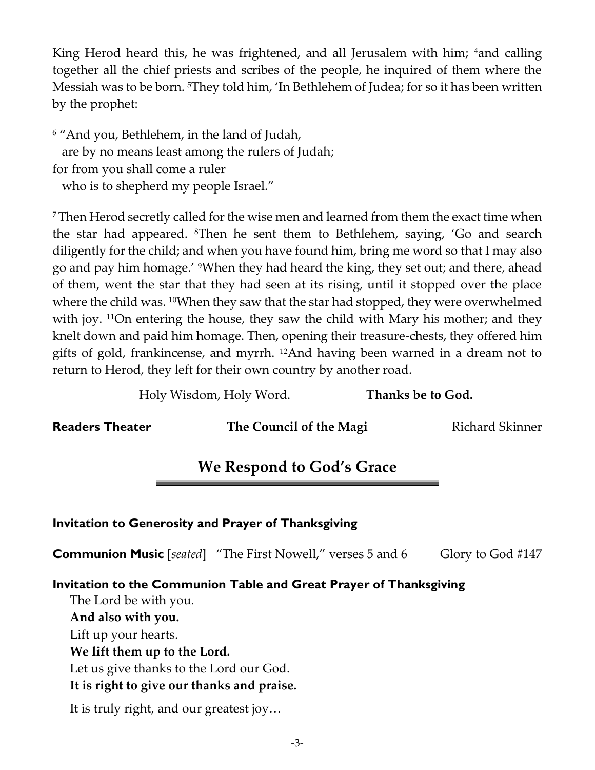King Herod heard this, he was frightened, and all Jerusalem with him; [4]and calling together all the chief priests and scribes of the people, he inquired of them where the Messiah was to be born. [5]They told him, 'In Bethlehem of Judea; for so it has been written by the prophet:

[6] "And you, Bethlehem, in the land of Judah,
  are by no means least among the rulers of Judah;
for from you shall come a ruler
  who is to shepherd my people Israel."

[7] Then Herod secretly called for the wise men and learned from them the exact time when the star had appeared. [8]Then he sent them to Bethlehem, saying, 'Go and search diligently for the child; and when you have found him, bring me word so that I may also go and pay him homage.' [9]When they had heard the king, they set out; and there, ahead of them, went the star that they had seen at its rising, until it stopped over the place where the child was. [10]When they saw that the star had stopped, they were overwhelmed with joy. [11]On entering the house, they saw the child with Mary his mother; and they knelt down and paid him homage. Then, opening their treasure-chests, they offered him gifts of gold, frankincense, and myrrh. [12]And having been warned in a dream not to return to Herod, they left for their own country by another road.

Holy Wisdom, Holy Word. **Thanks be to God.**

**Readers Theater** **The Council of the Magi** Richard Skinner

## We Respond to God's Grace

**Invitation to Generosity and Prayer of Thanksgiving**

**Communion Music** [*seated*] "The First Nowell," verses 5 and 6 Glory to God #147

**Invitation to the Communion Table and Great Prayer of Thanksgiving**

The Lord be with you.
**And also with you.**
Lift up your hearts.
**We lift them up to the Lord.**
Let us give thanks to the Lord our God.
**It is right to give our thanks and praise.**

It is truly right, and our greatest joy…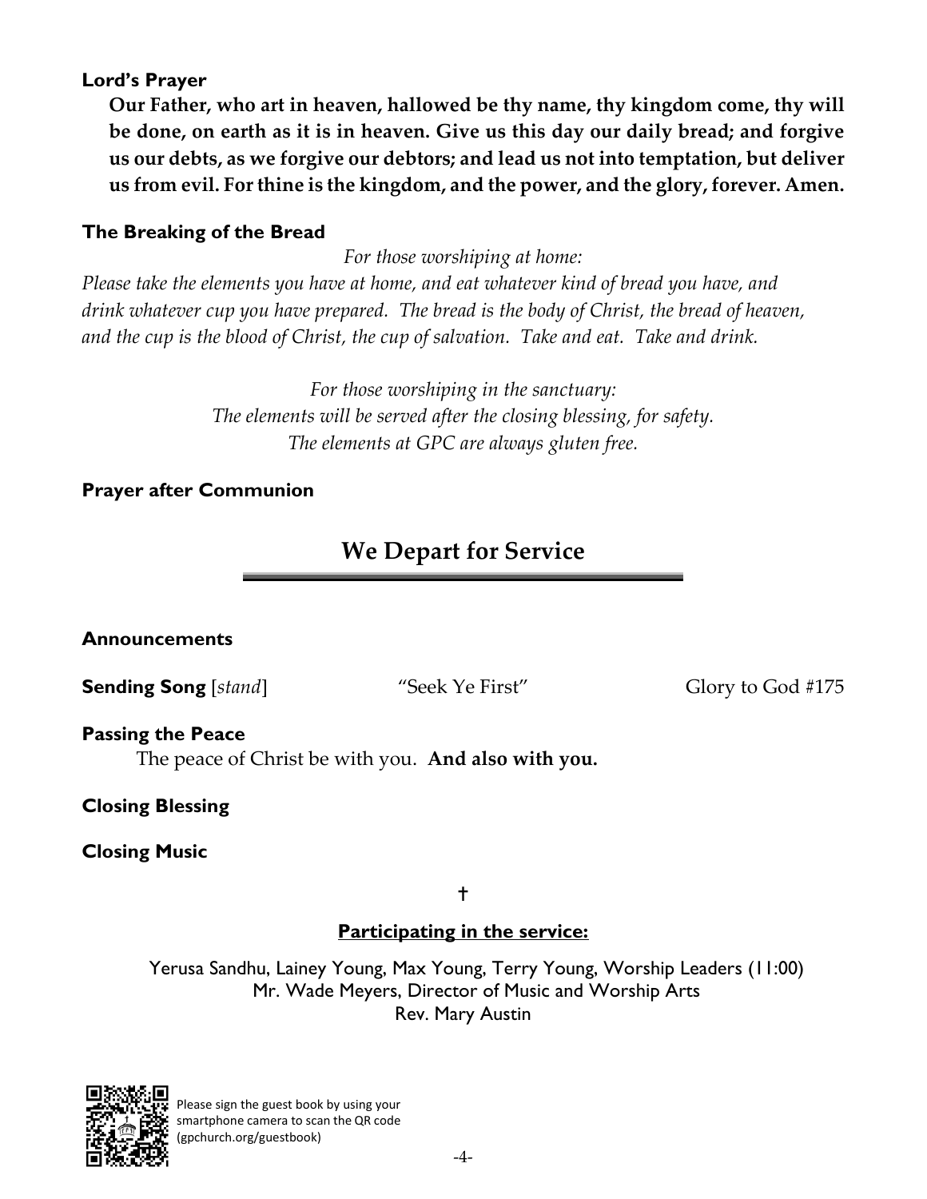**Lord's Prayer**

**Our Father, who art in heaven, hallowed be thy name, thy kingdom come, thy will be done, on earth as it is in heaven. Give us this day our daily bread; and forgive us our debts, as we forgive our debtors; and lead us not into temptation, but deliver us from evil. For thine is the kingdom, and the power, and the glory, forever. Amen.**

**The Breaking of the Bread**

*For those worshiping at home:*

*Please take the elements you have at home, and eat whatever kind of bread you have, and drink whatever cup you have prepared. The bread is the body of Christ, the bread of heaven, and the cup is the blood of Christ, the cup of salvation. Take and eat. Take and drink.*

*For those worshiping in the sanctuary:*
*The elements will be served after the closing blessing, for safety.*
*The elements at GPC are always gluten free.*

**Prayer after Communion**

## We Depart for Service

**Announcements**

**Sending Song** [*stand*] "Seek Ye First" Glory to God #175

**Passing the Peace**

The peace of Christ be with you. **And also with you.**

**Closing Blessing**

**Closing Music**

†

**Participating in the service:**

Yerusa Sandhu, Lainey Young, Max Young, Terry Young, Worship Leaders (11:00)
Mr. Wade Meyers, Director of Music and Worship Arts
Rev. Mary Austin

Please sign the guest book by using your smartphone camera to scan the QR code (gpchurch.org/guestbook)